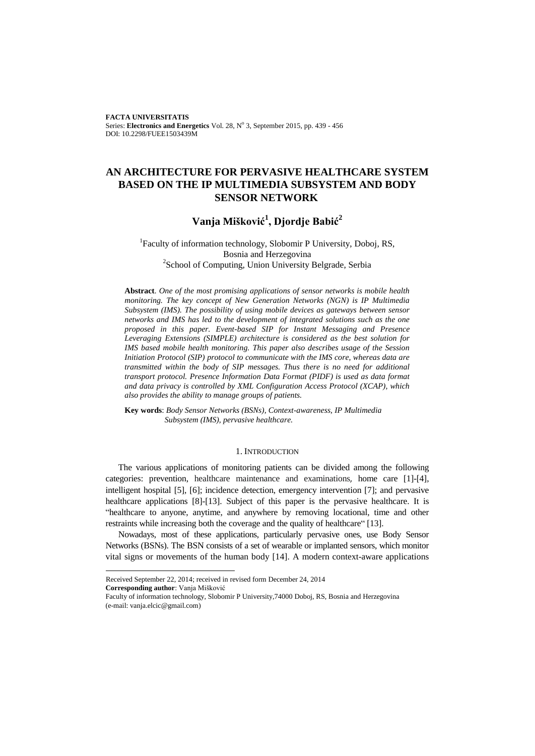**FACTA UNIVERSITATIS**
Series: **Electronics and Energetics** Vol. 28, N° 3, September 2015, pp. 439 - 456
DOI: 10.2298/FUEE1503439M

# AN ARCHITECTURE FOR PERVASIVE HEALTHCARE SYSTEM BASED ON THE IP MULTIMEDIA SUBSYSTEM AND BODY SENSOR NETWORK

## Vanja Mišković[1], Djordje Babić[2]

[1]Faculty of information technology, Slobomir P University, Doboj, RS, Bosnia and Herzegovina
[2]School of Computing, Union University Belgrade, Serbia

**Abstract**. *One of the most promising applications of sensor networks is mobile health monitoring. The key concept of New Generation Networks (NGN) is IP Multimedia Subsystem (IMS). The possibility of using mobile devices as gateways between sensor networks and IMS has led to the development of integrated solutions such as the one proposed in this paper. Event-based SIP for Instant Messaging and Presence Leveraging Extensions (SIMPLE) architecture is considered as the best solution for IMS based mobile health monitoring. This paper also describes usage of the Session Initiation Protocol (SIP) protocol to communicate with the IMS core, whereas data are transmitted within the body of SIP messages. Thus there is no need for additional transport protocol. Presence Information Data Format (PIDF) is used as data format and data privacy is controlled by XML Configuration Access Protocol (XCAP), which also provides the ability to manage groups of patients.*

**Key words**: *Body Sensor Networks (BSNs), Context-awareness, IP Multimedia Subsystem (IMS), pervasive healthcare.*

## 1. INTRODUCTION

The various applications of monitoring patients can be divided among the following categories: prevention, healthcare maintenance and examinations, home care [1]-[4], intelligent hospital [5], [6]; incidence detection, emergency intervention [7]; and pervasive healthcare applications [8]-[13]. Subject of this paper is the pervasive healthcare. It is "healthcare to anyone, anytime, and anywhere by removing locational, time and other restraints while increasing both the coverage and the quality of healthcare" [13].

Nowadays, most of these applications, particularly pervasive ones, use Body Sensor Networks (BSNs). The BSN consists of a set of wearable or implanted sensors, which monitor vital signs or movements of the human body [14]. A modern context-aware applications

Received September 22, 2014; received in revised form December 24, 2014
**Corresponding author**: Vanja Mišković
Faculty of information technology, Slobomir P University,74000 Doboj, RS, Bosnia and Herzegovina
(e-mail: vanja.elcic@gmail.com)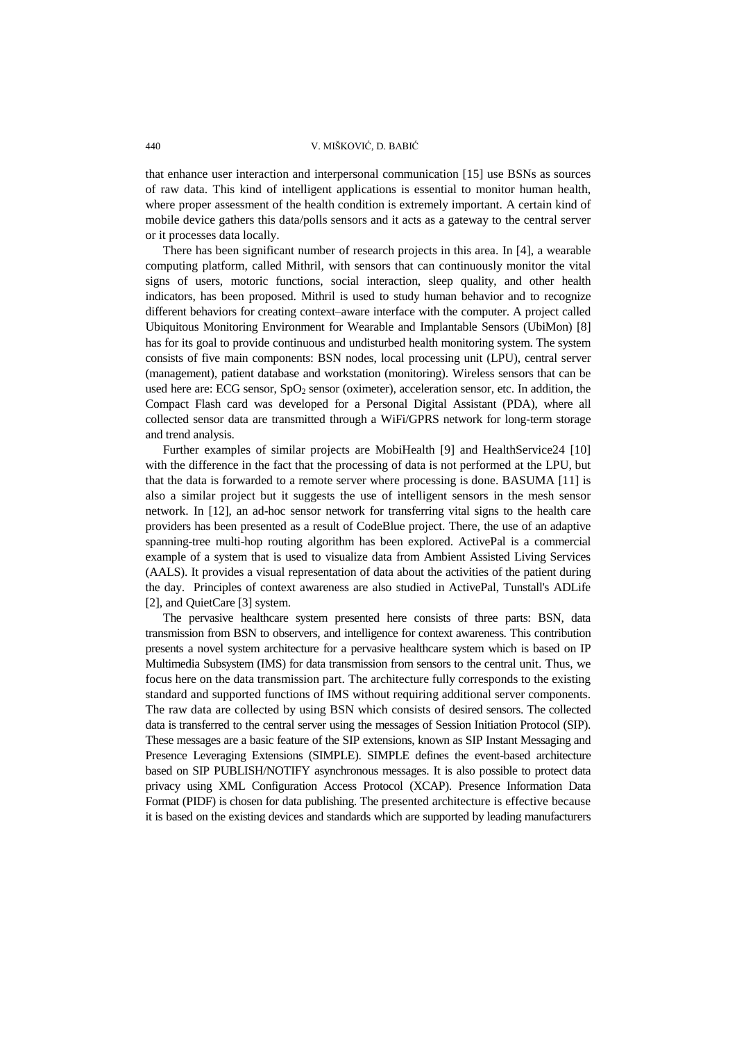that enhance user interaction and interpersonal communication [15] use BSNs as sources of raw data. This kind of intelligent applications is essential to monitor human health, where proper assessment of the health condition is extremely important. A certain kind of mobile device gathers this data/polls sensors and it acts as a gateway to the central server or it processes data locally.

There has been significant number of research projects in this area. In [4], a wearable computing platform, called Mithril, with sensors that can continuously monitor the vital signs of users, motoric functions, social interaction, sleep quality, and other health indicators, has been proposed. Mithril is used to study human behavior and to recognize different behaviors for creating context–aware interface with the computer. A project called Ubiquitous Monitoring Environment for Wearable and Implantable Sensors (UbiMon) [8] has for its goal to provide continuous and undisturbed health monitoring system. The system consists of five main components: BSN nodes, local processing unit (LPU), central server (management), patient database and workstation (monitoring). Wireless sensors that can be used here are: ECG sensor, $SpO_2$ sensor (oximeter), acceleration sensor, etc. In addition, the Compact Flash card was developed for a Personal Digital Assistant (PDA), where all collected sensor data are transmitted through a WiFi/GPRS network for long-term storage and trend analysis.

Further examples of similar projects are MobiHealth [9] and HealthService24 [10] with the difference in the fact that the processing of data is not performed at the LPU, but that the data is forwarded to a remote server where processing is done. BASUMA [11] is also a similar project but it suggests the use of intelligent sensors in the mesh sensor network. In [12], an ad-hoc sensor network for transferring vital signs to the health care providers has been presented as a result of CodeBlue project. There, the use of an adaptive spanning-tree multi-hop routing algorithm has been explored. ActivePal is a commercial example of a system that is used to visualize data from Ambient Assisted Living Services (AALS). It provides a visual representation of data about the activities of the patient during the day. Principles of context awareness are also studied in ActivePal, Tunstall's ADLife [2], and QuietCare [3] system.

The pervasive healthcare system presented here consists of three parts: BSN, data transmission from BSN to observers, and intelligence for context awareness. This contribution presents a novel system architecture for a pervasive healthcare system which is based on IP Multimedia Subsystem (IMS) for data transmission from sensors to the central unit. Thus, we focus here on the data transmission part. The architecture fully corresponds to the existing standard and supported functions of IMS without requiring additional server components. The raw data are collected by using BSN which consists of desired sensors. The collected data is transferred to the central server using the messages of Session Initiation Protocol (SIP). These messages are a basic feature of the SIP extensions, known as SIP Instant Messaging and Presence Leveraging Extensions (SIMPLE). SIMPLE defines the event-based architecture based on SIP PUBLISH/NOTIFY asynchronous messages. It is also possible to protect data privacy using XML Configuration Access Protocol (XCAP). Presence Information Data Format (PIDF) is chosen for data publishing. The presented architecture is effective because it is based on the existing devices and standards which are supported by leading manufacturers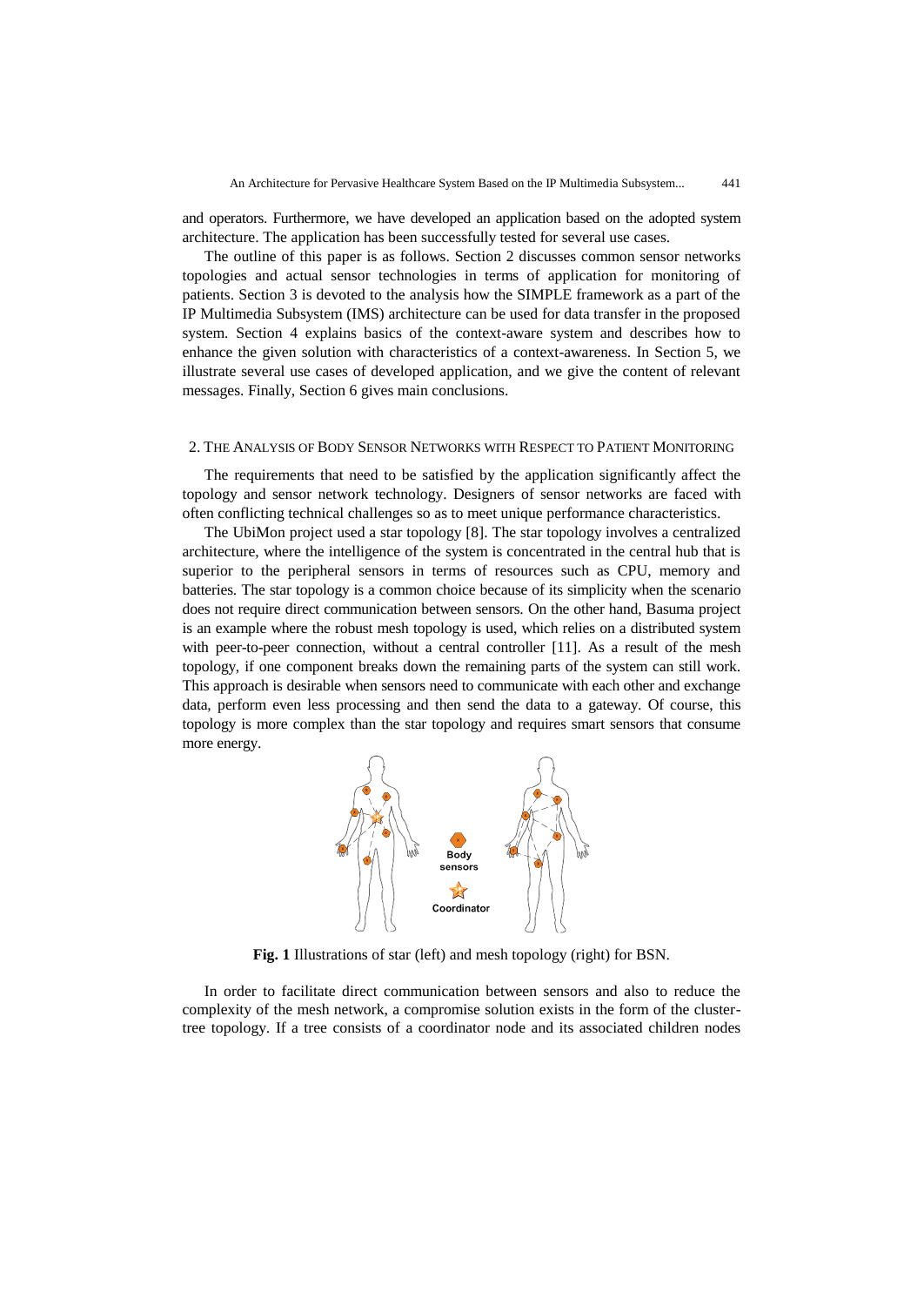and operators. Furthermore, we have developed an application based on the adopted system architecture. The application has been successfully tested for several use cases.

The outline of this paper is as follows. Section 2 discusses common sensor networks topologies and actual sensor technologies in terms of application for monitoring of patients. Section 3 is devoted to the analysis how the SIMPLE framework as a part of the IP Multimedia Subsystem (IMS) architecture can be used for data transfer in the proposed system. Section 4 explains basics of the context-aware system and describes how to enhance the given solution with characteristics of a context-awareness. In Section 5, we illustrate several use cases of developed application, and we give the content of relevant messages. Finally, Section 6 gives main conclusions.

## 2. The Analysis of Body Sensor Networks with Respect to Patient Monitoring

The requirements that need to be satisfied by the application significantly affect the topology and sensor network technology. Designers of sensor networks are faced with often conflicting technical challenges so as to meet unique performance characteristics.

The UbiMon project used a star topology [8]. The star topology involves a centralized architecture, where the intelligence of the system is concentrated in the central hub that is superior to the peripheral sensors in terms of resources such as CPU, memory and batteries. The star topology is a common choice because of its simplicity when the scenario does not require direct communication between sensors. On the other hand, Basuma project is an example where the robust mesh topology is used, which relies on a distributed system with peer-to-peer connection, without a central controller [11]. As a result of the mesh topology, if one component breaks down the remaining parts of the system can still work. This approach is desirable when sensors need to communicate with each other and exchange data, perform even less processing and then send the data to a gateway. Of course, this topology is more complex than the star topology and requires smart sensors that consume more energy.

Body sensors

Coordinator

**Fig. 1** Illustrations of star (left) and mesh topology (right) for BSN.

In order to facilitate direct communication between sensors and also to reduce the complexity of the mesh network, a compromise solution exists in the form of the cluster-tree topology. If a tree consists of a coordinator node and its associated children nodes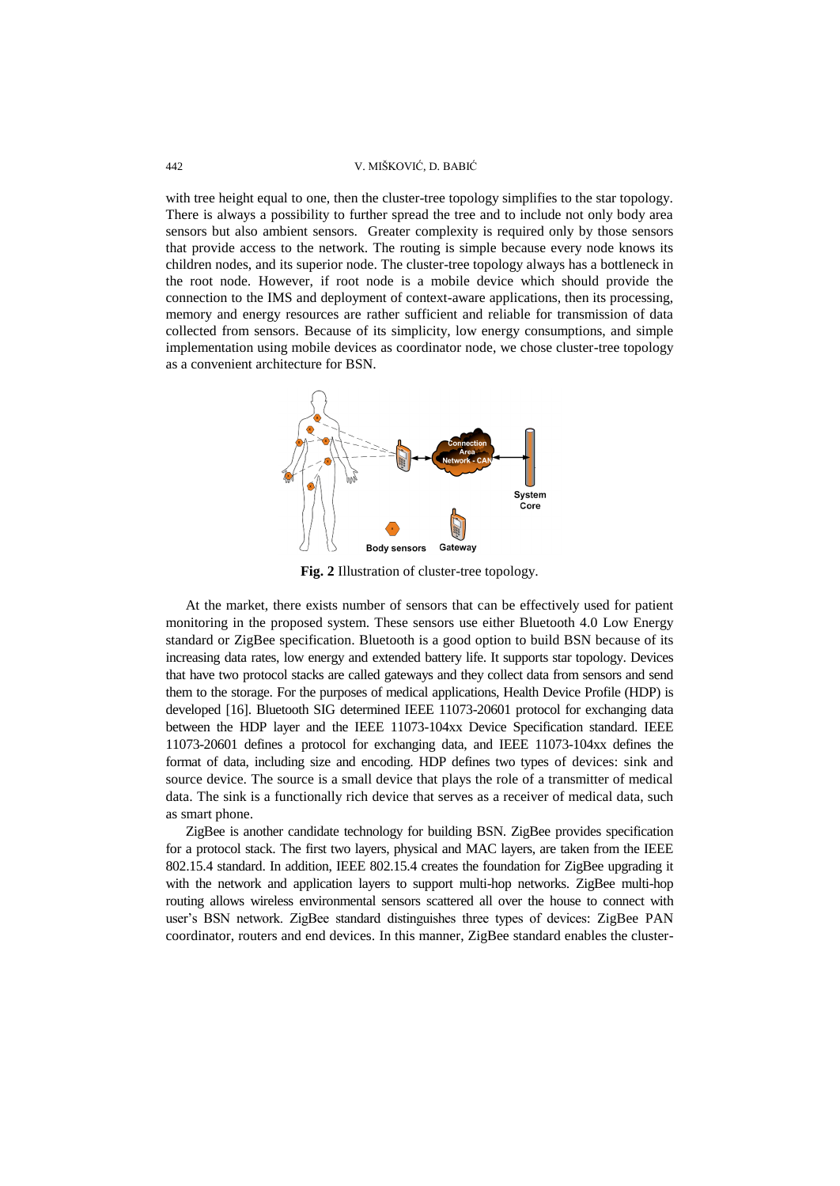with tree height equal to one, then the cluster-tree topology simplifies to the star topology. There is always a possibility to further spread the tree and to include not only body area sensors but also ambient sensors. Greater complexity is required only by those sensors that provide access to the network. The routing is simple because every node knows its children nodes, and its superior node. The cluster-tree topology always has a bottleneck in the root node. However, if root node is a mobile device which should provide the connection to the IMS and deployment of context-aware applications, then its processing, memory and energy resources are rather sufficient and reliable for transmission of data collected from sensors. Because of its simplicity, low energy consumptions, and simple implementation using mobile devices as coordinator node, we chose cluster-tree topology as a convenient architecture for BSN.

**Fig. 2** Illustration of cluster-tree topology.

At the market, there exists number of sensors that can be effectively used for patient monitoring in the proposed system. These sensors use either Bluetooth 4.0 Low Energy standard or ZigBee specification. Bluetooth is a good option to build BSN because of its increasing data rates, low energy and extended battery life. It supports star topology. Devices that have two protocol stacks are called gateways and they collect data from sensors and send them to the storage. For the purposes of medical applications, Health Device Profile (HDP) is developed [16]. Bluetooth SIG determined IEEE 11073-20601 protocol for exchanging data between the HDP layer and the IEEE 11073-104xx Device Specification standard. IEEE 11073-20601 defines a protocol for exchanging data, and IEEE 11073-104xx defines the format of data, including size and encoding. HDP defines two types of devices: sink and source device. The source is a small device that plays the role of a transmitter of medical data. The sink is a functionally rich device that serves as a receiver of medical data, such as smart phone.

ZigBee is another candidate technology for building BSN. ZigBee provides specification for a protocol stack. The first two layers, physical and MAC layers, are taken from the IEEE 802.15.4 standard. In addition, IEEE 802.15.4 creates the foundation for ZigBee upgrading it with the network and application layers to support multi-hop networks. ZigBee multi-hop routing allows wireless environmental sensors scattered all over the house to connect with user's BSN network. ZigBee standard distinguishes three types of devices: ZigBee PAN coordinator, routers and end devices. In this manner, ZigBee standard enables the cluster-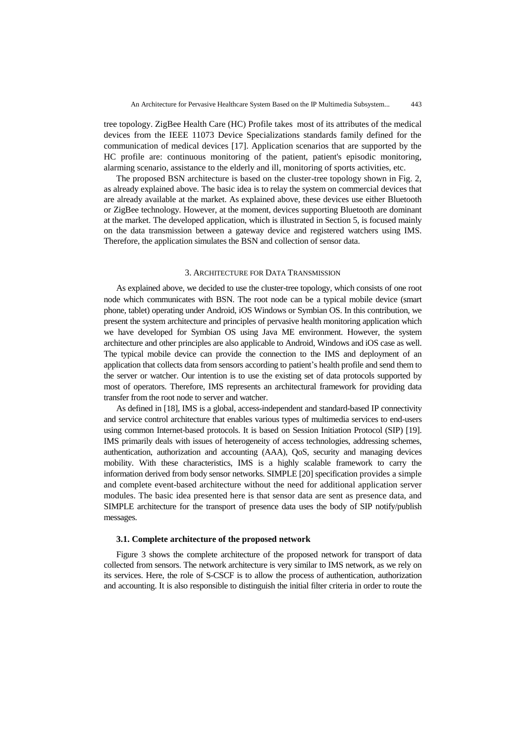tree topology. ZigBee Health Care (HC) Profile takes most of its attributes of the medical devices from the IEEE 11073 Device Specializations standards family defined for the communication of medical devices [17]. Application scenarios that are supported by the HC profile are: continuous monitoring of the patient, patient's episodic monitoring, alarming scenario, assistance to the elderly and ill, monitoring of sports activities, etc.

The proposed BSN architecture is based on the cluster-tree topology shown in Fig. 2, as already explained above. The basic idea is to relay the system on commercial devices that are already available at the market. As explained above, these devices use either Bluetooth or ZigBee technology. However, at the moment, devices supporting Bluetooth are dominant at the market. The developed application, which is illustrated in Section 5, is focused mainly on the data transmission between a gateway device and registered watchers using IMS. Therefore, the application simulates the BSN and collection of sensor data.

## 3. Architecture for Data Transmission

As explained above, we decided to use the cluster-tree topology, which consists of one root node which communicates with BSN. The root node can be a typical mobile device (smart phone, tablet) operating under Android, iOS Windows or Symbian OS. In this contribution, we present the system architecture and principles of pervasive health monitoring application which we have developed for Symbian OS using Java ME environment. However, the system architecture and other principles are also applicable to Android, Windows and iOS case as well. The typical mobile device can provide the connection to the IMS and deployment of an application that collects data from sensors according to patient's health profile and send them to the server or watcher. Our intention is to use the existing set of data protocols supported by most of operators. Therefore, IMS represents an architectural framework for providing data transfer from the root node to server and watcher.

As defined in [18], IMS is a global, access-independent and standard-based IP connectivity and service control architecture that enables various types of multimedia services to end-users using common Internet-based protocols. It is based on Session Initiation Protocol (SIP) [19]. IMS primarily deals with issues of heterogeneity of access technologies, addressing schemes, authentication, authorization and accounting (AAA), QoS, security and managing devices mobility. With these characteristics, IMS is a highly scalable framework to carry the information derived from body sensor networks. SIMPLE [20] specification provides a simple and complete event-based architecture without the need for additional application server modules. The basic idea presented here is that sensor data are sent as presence data, and SIMPLE architecture for the transport of presence data uses the body of SIP notify/publish messages.

### 3.1. Complete architecture of the proposed network

Figure 3 shows the complete architecture of the proposed network for transport of data collected from sensors. The network architecture is very similar to IMS network, as we rely on its services. Here, the role of S-CSCF is to allow the process of authentication, authorization and accounting. It is also responsible to distinguish the initial filter criteria in order to route the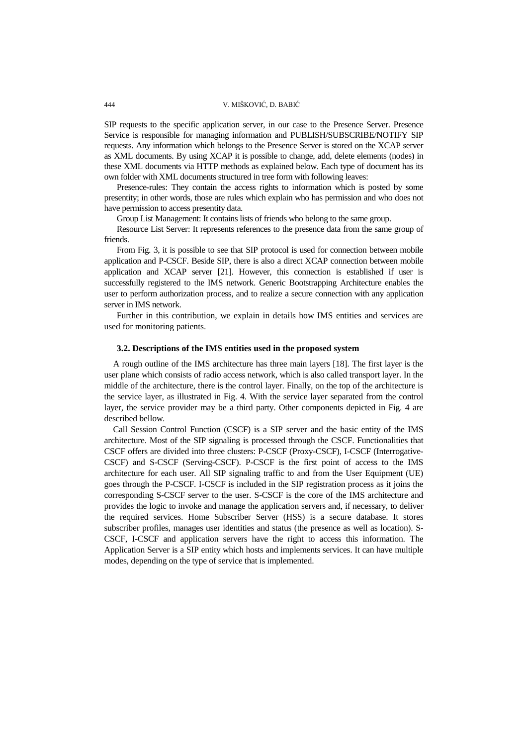SIP requests to the specific application server, in our case to the Presence Server. Presence Service is responsible for managing information and PUBLISH/SUBSCRIBE/NOTIFY SIP requests. Any information which belongs to the Presence Server is stored on the XCAP server as XML documents. By using XCAP it is possible to change, add, delete elements (nodes) in these XML documents via HTTP methods as explained below. Each type of document has its own folder with XML documents structured in tree form with following leaves:

Presence-rules: They contain the access rights to information which is posted by some presentity; in other words, those are rules which explain who has permission and who does not have permission to access presentity data.

Group List Management: It contains lists of friends who belong to the same group.

Resource List Server: It represents references to the presence data from the same group of friends.

From Fig. 3, it is possible to see that SIP protocol is used for connection between mobile application and P-CSCF. Beside SIP, there is also a direct XCAP connection between mobile application and XCAP server [21]. However, this connection is established if user is successfully registered to the IMS network. Generic Bootstrapping Architecture enables the user to perform authorization process, and to realize a secure connection with any application server in IMS network.

Further in this contribution, we explain in details how IMS entities and services are used for monitoring patients.

### 3.2. Descriptions of the IMS entities used in the proposed system

A rough outline of the IMS architecture has three main layers [18]. The first layer is the user plane which consists of radio access network, which is also called transport layer. In the middle of the architecture, there is the control layer. Finally, on the top of the architecture is the service layer, as illustrated in Fig. 4. With the service layer separated from the control layer, the service provider may be a third party. Other components depicted in Fig. 4 are described bellow.

Call Session Control Function (CSCF) is a SIP server and the basic entity of the IMS architecture. Most of the SIP signaling is processed through the CSCF. Functionalities that CSCF offers are divided into three clusters: P-CSCF (Proxy-CSCF), I-CSCF (Interrogative-CSCF) and S-CSCF (Serving-CSCF). P-CSCF is the first point of access to the IMS architecture for each user. All SIP signaling traffic to and from the User Equipment (UE) goes through the P-CSCF. I-CSCF is included in the SIP registration process as it joins the corresponding S-CSCF server to the user. S-CSCF is the core of the IMS architecture and provides the logic to invoke and manage the application servers and, if necessary, to deliver the required services. Home Subscriber Server (HSS) is a secure database. It stores subscriber profiles, manages user identities and status (the presence as well as location). S-CSCF, I-CSCF and application servers have the right to access this information. The Application Server is a SIP entity which hosts and implements services. It can have multiple modes, depending on the type of service that is implemented.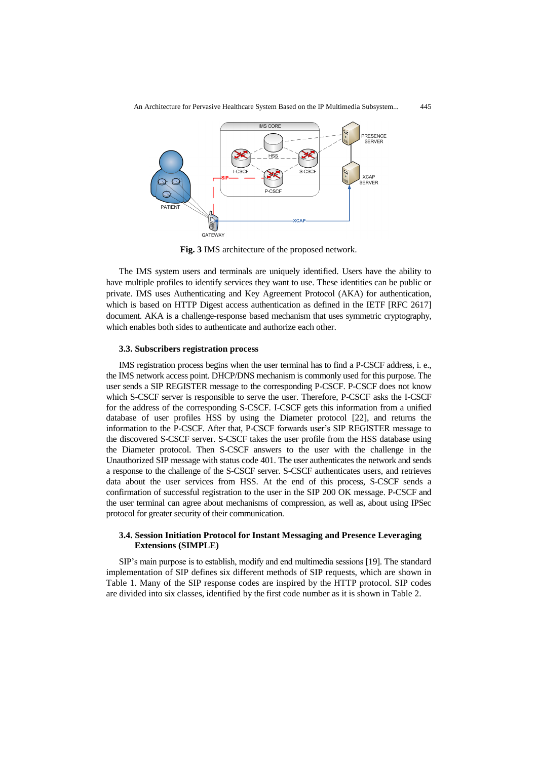**Fig. 3** IMS architecture of the proposed network.

The IMS system users and terminals are uniquely identified. Users have the ability to have multiple profiles to identify services they want to use. These identities can be public or private. IMS uses Authenticating and Key Agreement Protocol (AKA) for authentication, which is based on HTTP Digest access authentication as defined in the IETF [RFC 2617] document. AKA is a challenge-response based mechanism that uses symmetric cryptography, which enables both sides to authenticate and authorize each other.

### 3.3. Subscribers registration process

IMS registration process begins when the user terminal has to find a P-CSCF address, i. e., the IMS network access point. DHCP/DNS mechanism is commonly used for this purpose. The user sends a SIP REGISTER message to the corresponding P-CSCF. P-CSCF does not know which S-CSCF server is responsible to serve the user. Therefore, P-CSCF asks the I-CSCF for the address of the corresponding S-CSCF. I-CSCF gets this information from a unified database of user profiles HSS by using the Diameter protocol [22], and returns the information to the P-CSCF. After that, P-CSCF forwards user's SIP REGISTER message to the discovered S-CSCF server. S-CSCF takes the user profile from the HSS database using the Diameter protocol. Then S-CSCF answers to the user with the challenge in the Unauthorized SIP message with status code 401. The user authenticates the network and sends a response to the challenge of the S-CSCF server. S-CSCF authenticates users, and retrieves data about the user services from HSS. At the end of this process, S-CSCF sends a confirmation of successful registration to the user in the SIP 200 OK message. P-CSCF and the user terminal can agree about mechanisms of compression, as well as, about using IPSec protocol for greater security of their communication.

### 3.4. Session Initiation Protocol for Instant Messaging and Presence Leveraging Extensions (SIMPLE)

SIP's main purpose is to establish, modify and end multimedia sessions [19]. The standard implementation of SIP defines six different methods of SIP requests, which are shown in Table 1. Many of the SIP response codes are inspired by the HTTP protocol. SIP codes are divided into six classes, identified by the first code number as it is shown in Table 2.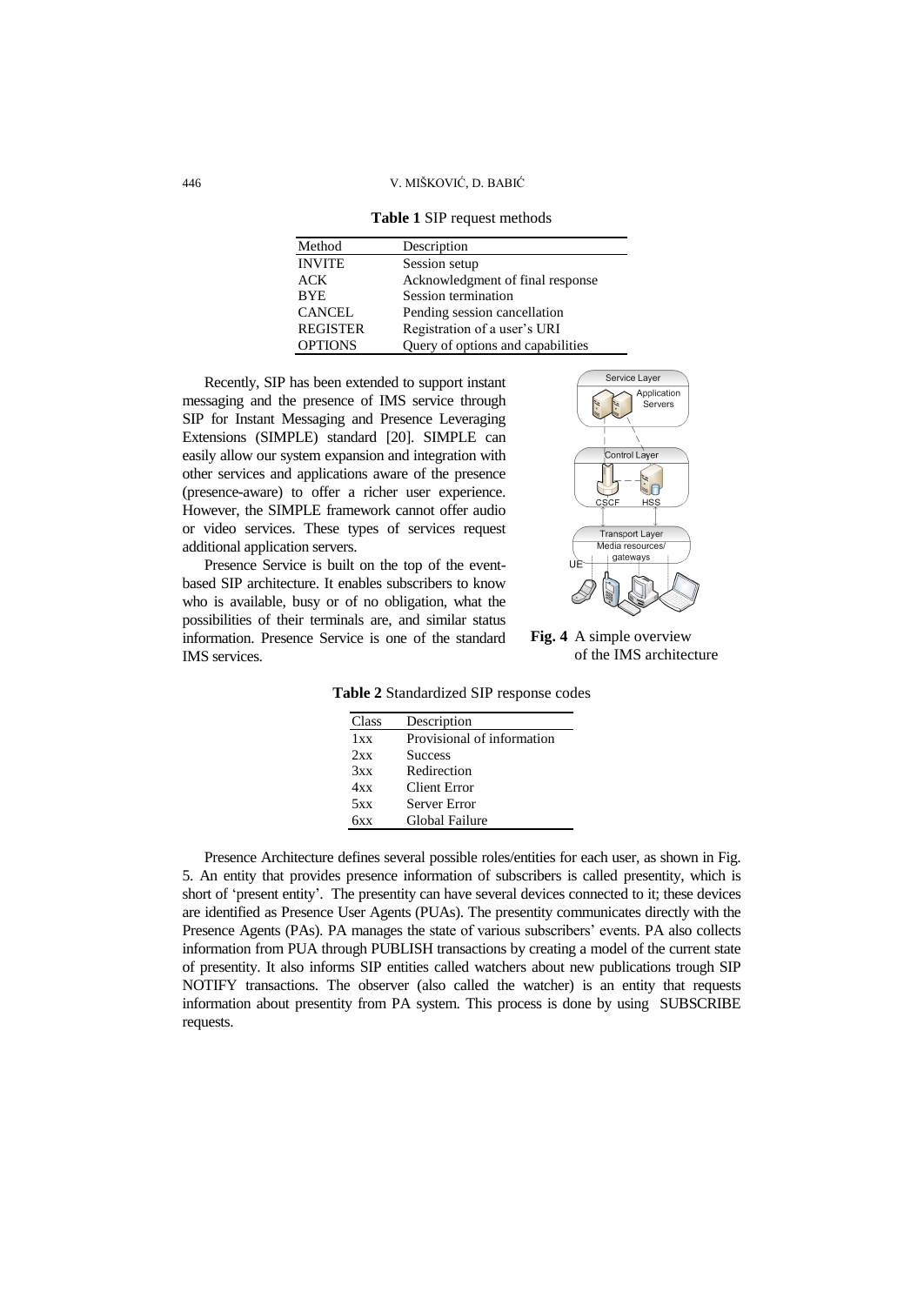**Table 1** SIP request methods

| Method | Description |
|---|---|
| INVITE | Session setup |
| ACK | Acknowledgment of final response |
| BYE | Session termination |
| CANCEL | Pending session cancellation |
| REGISTER | Registration of a user's URI |
| OPTIONS | Query of options and capabilities |

Recently, SIP has been extended to support instant messaging and the presence of IMS service through SIP for Instant Messaging and Presence Leveraging Extensions (SIMPLE) standard [20]. SIMPLE can easily allow our system expansion and integration with other services and applications aware of the presence (presence-aware) to offer a richer user experience. However, the SIMPLE framework cannot offer audio or video services. These types of services request additional application servers.

Presence Service is built on the top of the event-based SIP architecture. It enables subscribers to know who is available, busy or of no obligation, what the possibilities of their terminals are, and similar status information. Presence Service is one of the standard IMS services.

**Fig. 4** A simple overview of the IMS architecture

**Table 2** Standardized SIP response codes

| Class | Description |
|---|---|
| 1xx | Provisional of information |
| 2xx | Success |
| 3xx | Redirection |
| 4xx | Client Error |
| 5xx | Server Error |
| 6xx | Global Failure |

Presence Architecture defines several possible roles/entities for each user, as shown in Fig. 5. An entity that provides presence information of subscribers is called presentity, which is short of 'present entity'. The presentity can have several devices connected to it; these devices are identified as Presence User Agents (PUAs). The presentity communicates directly with the Presence Agents (PAs). PA manages the state of various subscribers' events. PA also collects information from PUA through PUBLISH transactions by creating a model of the current state of presentity. It also informs SIP entities called watchers about new publications trough SIP NOTIFY transactions. The observer (also called the watcher) is an entity that requests information about presentity from PA system. This process is done by using SUBSCRIBE requests.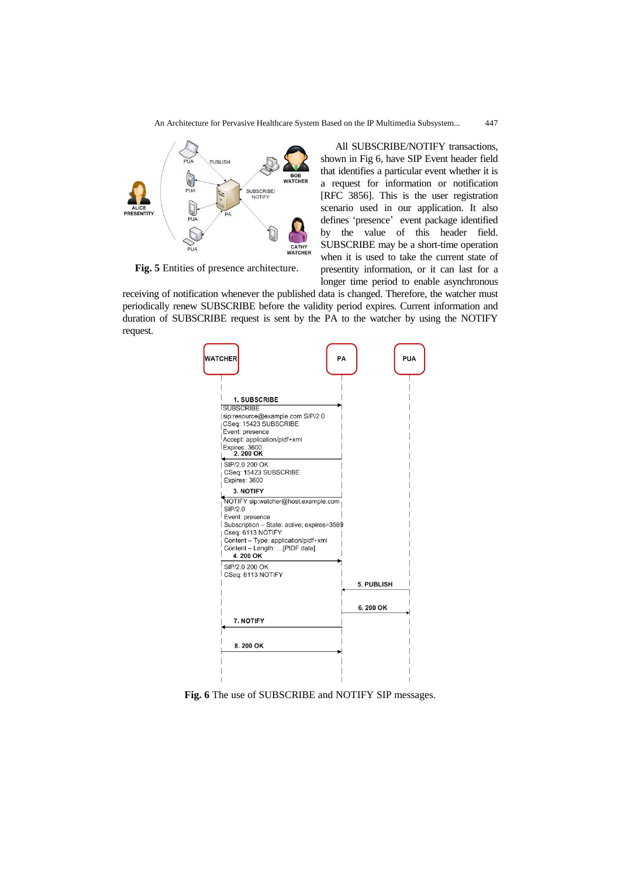**Fig. 5** Entities of presence architecture.

All SUBSCRIBE/NOTIFY transactions, shown in Fig 6, have SIP Event header field that identifies a particular event whether it is a request for information or notification [RFC 3856]. This is the user registration scenario used in our application. It also defines 'presence' event package identified by the value of this header field. SUBSCRIBE may be a short-time operation when it is used to take the current state of presentity information, or it can last for a longer time period to enable asynchronous receiving of notification whenever the published data is changed. Therefore, the watcher must periodically renew SUBSCRIBE before the validity period expires. Current information and duration of SUBSCRIBE request is sent by the PA to the watcher by using the NOTIFY request.

**Fig. 6** The use of SUBSCRIBE and NOTIFY SIP messages.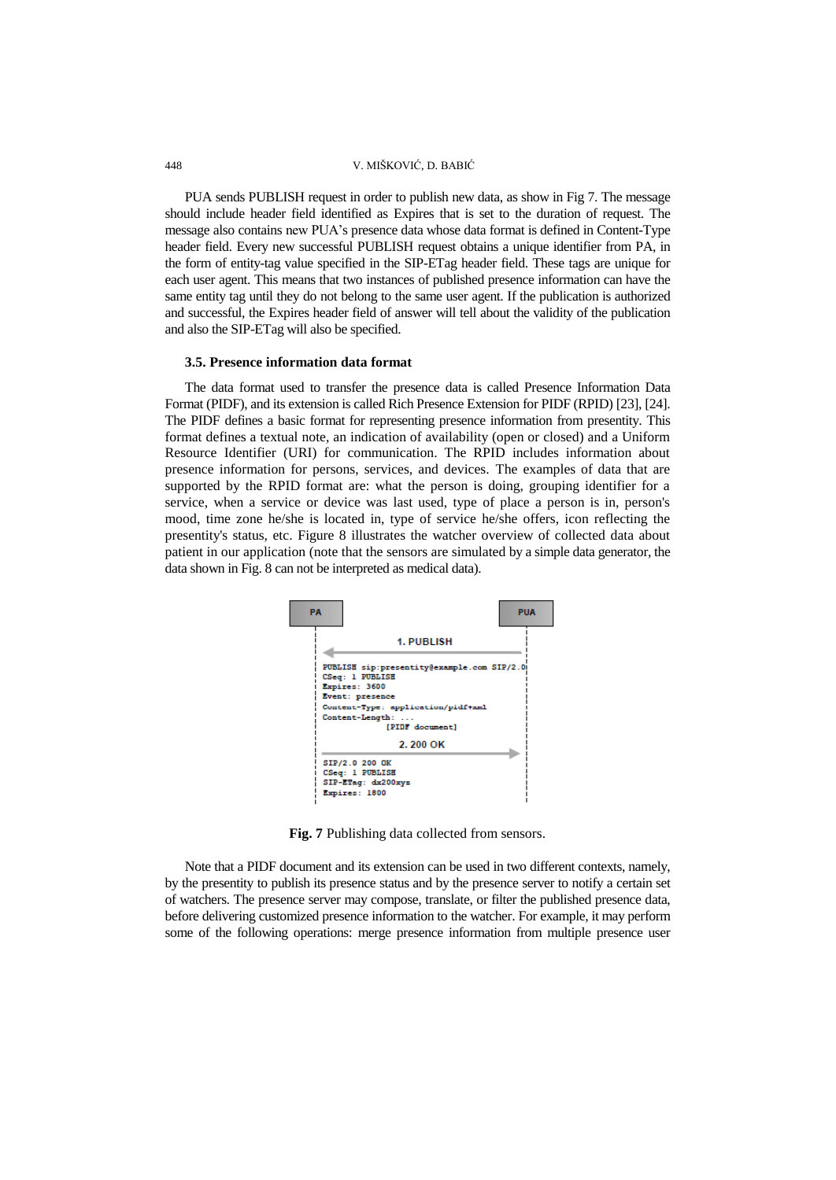PUA sends PUBLISH request in order to publish new data, as show in Fig 7. The message should include header field identified as Expires that is set to the duration of request. The message also contains new PUA's presence data whose data format is defined in Content-Type header field. Every new successful PUBLISH request obtains a unique identifier from PA, in the form of entity-tag value specified in the SIP-ETag header field. These tags are unique for each user agent. This means that two instances of published presence information can have the same entity tag until they do not belong to the same user agent. If the publication is authorized and successful, the Expires header field of answer will tell about the validity of the publication and also the SIP-ETag will also be specified.

### 3.5. Presence information data format

The data format used to transfer the presence data is called Presence Information Data Format (PIDF), and its extension is called Rich Presence Extension for PIDF (RPID) [23], [24]. The PIDF defines a basic format for representing presence information from presentity. This format defines a textual note, an indication of availability (open or closed) and a Uniform Resource Identifier (URI) for communication. The RPID includes information about presence information for persons, services, and devices. The examples of data that are supported by the RPID format are: what the person is doing, grouping identifier for a service, when a service or device was last used, type of place a person is in, person's mood, time zone he/she is located in, type of service he/she offers, icon reflecting the presentity's status, etc. Figure 8 illustrates the watcher overview of collected data about patient in our application (note that the sensors are simulated by a simple data generator, the data shown in Fig. 8 can not be interpreted as medical data).

```
PA                                        PUA
        1. PUBLISH
   <-------------------------------------
PUBLISH sip:presentity@example.com SIP/2.0
CSeq: 1 PUBLISH
Expires: 3600
Event: presence
Content-Type: application/pidf+xml
Content-Length: ...
            [PIDF document]
        2. 200 OK
   ------------------------------------->
SIP/2.0 200 OK
CSeq: 1 PUBLISH
SIP-ETag: dx200xyz
Expires: 1800
```

**Fig. 7** Publishing data collected from sensors.

Note that a PIDF document and its extension can be used in two different contexts, namely, by the presentity to publish its presence status and by the presence server to notify a certain set of watchers. The presence server may compose, translate, or filter the published presence data, before delivering customized presence information to the watcher. For example, it may perform some of the following operations: merge presence information from multiple presence user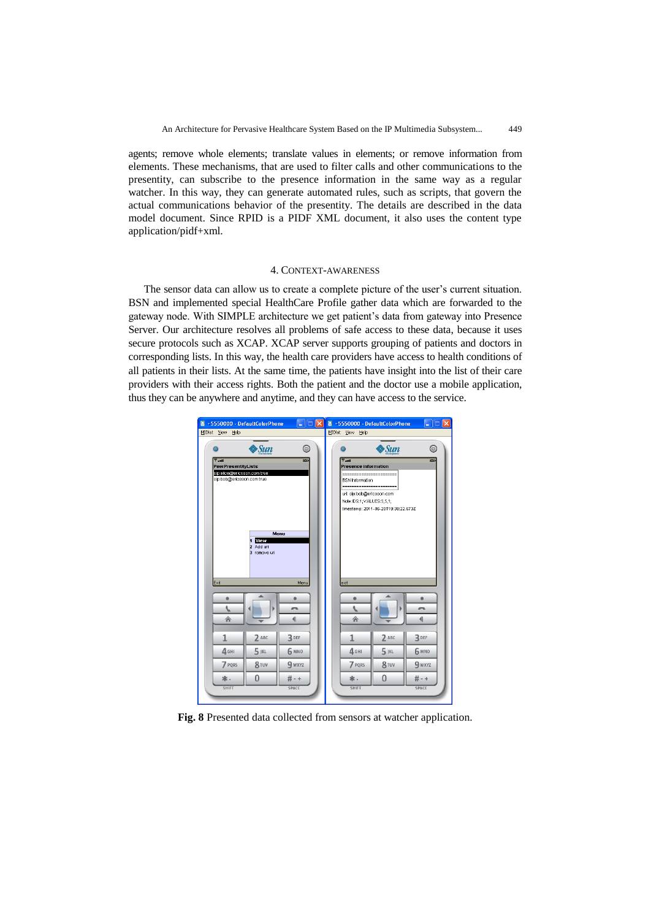agents; remove whole elements; translate values in elements; or remove information from elements. These mechanisms, that are used to filter calls and other communications to the presentity, can subscribe to the presence information in the same way as a regular watcher. In this way, they can generate automated rules, such as scripts, that govern the actual communications behavior of the presentity. The details are described in the data model document. Since RPID is a PIDF XML document, it also uses the content type application/pidf+xml.

## 4. CONTEXT-AWARENESS

The sensor data can allow us to create a complete picture of the user's current situation. BSN and implemented special HealthCare Profile gather data which are forwarded to the gateway node. With SIMPLE architecture we get patient's data from gateway into Presence Server. Our architecture resolves all problems of safe access to these data, because it uses secure protocols such as XCAP. XCAP server supports grouping of patients and doctors in corresponding lists. In this way, the health care providers have access to health conditions of all patients in their lists. At the same time, the patients have insight into the list of their care providers with their access rights. Both the patient and the doctor use a mobile application, thus they can be anywhere and anytime, and they can have access to the service.

**Fig. 8** Presented data collected from sensors at watcher application.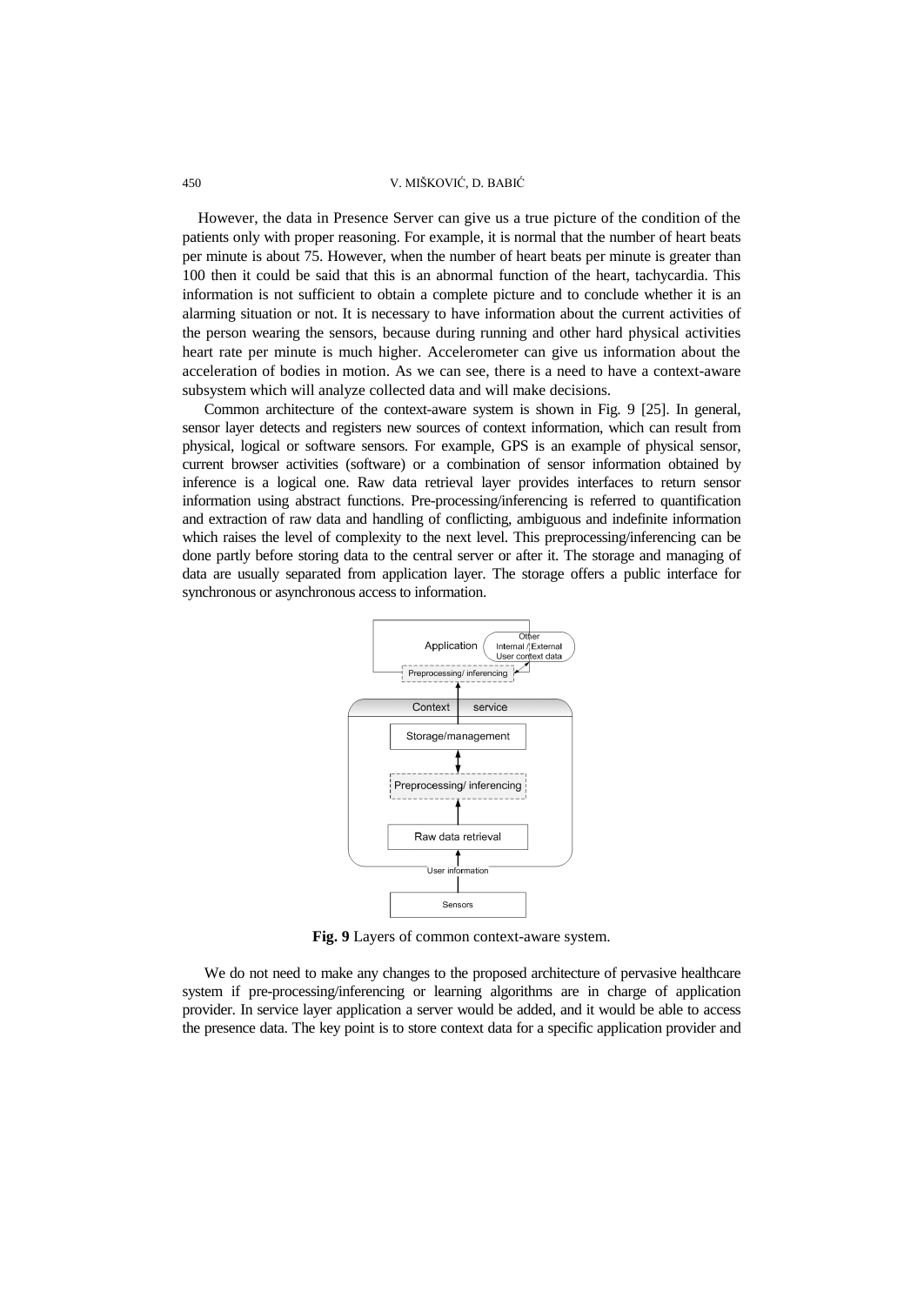However, the data in Presence Server can give us a true picture of the condition of the patients only with proper reasoning. For example, it is normal that the number of heart beats per minute is about 75. However, when the number of heart beats per minute is greater than 100 then it could be said that this is an abnormal function of the heart, tachycardia. This information is not sufficient to obtain a complete picture and to conclude whether it is an alarming situation or not. It is necessary to have information about the current activities of the person wearing the sensors, because during running and other hard physical activities heart rate per minute is much higher. Accelerometer can give us information about the acceleration of bodies in motion. As we can see, there is a need to have a context-aware subsystem which will analyze collected data and will make decisions.

Common architecture of the context-aware system is shown in Fig. 9 [25]. In general, sensor layer detects and registers new sources of context information, which can result from physical, logical or software sensors. For example, GPS is an example of physical sensor, current browser activities (software) or a combination of sensor information obtained by inference is a logical one. Raw data retrieval layer provides interfaces to return sensor information using abstract functions. Pre-processing/inferencing is referred to quantification and extraction of raw data and handling of conflicting, ambiguous and indefinite information which raises the level of complexity to the next level. This preprocessing/inferencing can be done partly before storing data to the central server or after it. The storage and managing of data are usually separated from application layer. The storage offers a public interface for synchronous or asynchronous access to information.

**Fig. 9** Layers of common context-aware system.

We do not need to make any changes to the proposed architecture of pervasive healthcare system if pre-processing/inferencing or learning algorithms are in charge of application provider. In service layer application a server would be added, and it would be able to access the presence data. The key point is to store context data for a specific application provider and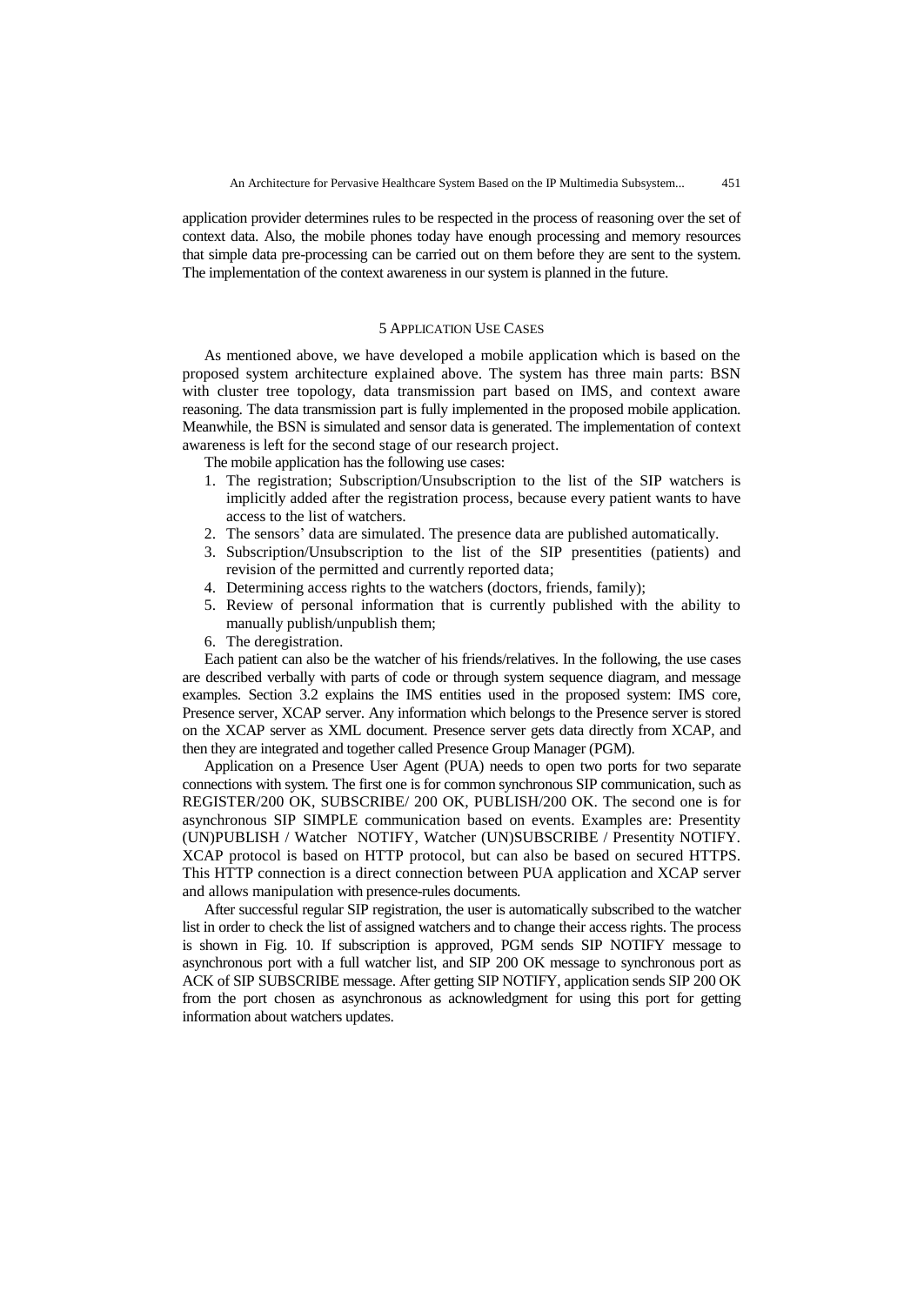application provider determines rules to be respected in the process of reasoning over the set of context data. Also, the mobile phones today have enough processing and memory resources that simple data pre-processing can be carried out on them before they are sent to the system. The implementation of the context awareness in our system is planned in the future.

## 5 APPLICATION USE CASES

As mentioned above, we have developed a mobile application which is based on the proposed system architecture explained above. The system has three main parts: BSN with cluster tree topology, data transmission part based on IMS, and context aware reasoning. The data transmission part is fully implemented in the proposed mobile application. Meanwhile, the BSN is simulated and sensor data is generated. The implementation of context awareness is left for the second stage of our research project.

The mobile application has the following use cases:

1. The registration; Subscription/Unsubscription to the list of the SIP watchers is implicitly added after the registration process, because every patient wants to have access to the list of watchers.
2. The sensors' data are simulated. The presence data are published automatically.
3. Subscription/Unsubscription to the list of the SIP presentities (patients) and revision of the permitted and currently reported data;
4. Determining access rights to the watchers (doctors, friends, family);
5. Review of personal information that is currently published with the ability to manually publish/unpublish them;
6. The deregistration.

Each patient can also be the watcher of his friends/relatives. In the following, the use cases are described verbally with parts of code or through system sequence diagram, and message examples. Section 3.2 explains the IMS entities used in the proposed system: IMS core, Presence server, XCAP server. Any information which belongs to the Presence server is stored on the XCAP server as XML document. Presence server gets data directly from XCAP, and then they are integrated and together called Presence Group Manager (PGM).

Application on a Presence User Agent (PUA) needs to open two ports for two separate connections with system. The first one is for common synchronous SIP communication, such as REGISTER/200 OK, SUBSCRIBE/ 200 OK, PUBLISH/200 OK. The second one is for asynchronous SIP SIMPLE communication based on events. Examples are: Presentity (UN)PUBLISH / Watcher NOTIFY, Watcher (UN)SUBSCRIBE / Presentity NOTIFY. XCAP protocol is based on HTTP protocol, but can also be based on secured HTTPS. This HTTP connection is a direct connection between PUA application and XCAP server and allows manipulation with presence-rules documents.

After successful regular SIP registration, the user is automatically subscribed to the watcher list in order to check the list of assigned watchers and to change their access rights. The process is shown in Fig. 10. If subscription is approved, PGM sends SIP NOTIFY message to asynchronous port with a full watcher list, and SIP 200 OK message to synchronous port as ACK of SIP SUBSCRIBE message. After getting SIP NOTIFY, application sends SIP 200 OK from the port chosen as asynchronous as acknowledgment for using this port for getting information about watchers updates.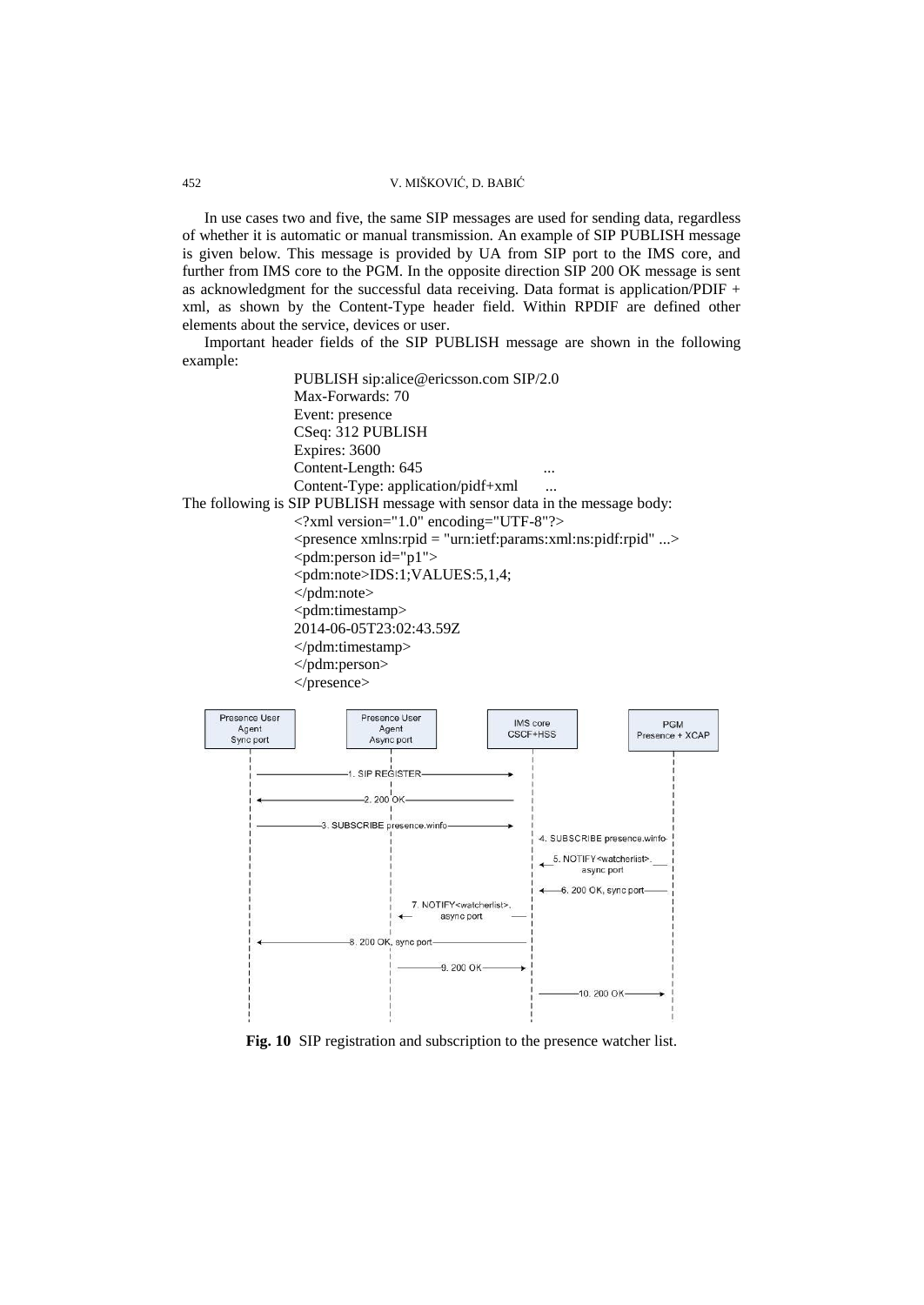In use cases two and five, the same SIP messages are used for sending data, regardless of whether it is automatic or manual transmission. An example of SIP PUBLISH message is given below. This message is provided by UA from SIP port to the IMS core, and further from IMS core to the PGM. In the opposite direction SIP 200 OK message is sent as acknowledgment for the successful data receiving. Data format is application/PDIF + xml, as shown by the Content-Type header field. Within RPDIF are defined other elements about the service, devices or user.

Important header fields of the SIP PUBLISH message are shown in the following example:

```
PUBLISH sip:alice@ericsson.com SIP/2.0
Max-Forwards: 70
Event: presence
CSeq: 312 PUBLISH
Expires: 3600
Content-Length: 645                    ...
Content-Type: application/pidf+xml     ...
```

The following is SIP PUBLISH message with sensor data in the message body:

```
<?xml version="1.0" encoding="UTF-8"?>
<presence xmlns:rpid = "urn:ietf:params:xml:ns:pidf:rpid" ...>
<pdm:person id="p1">
<pdm:note>IDS:1;VALUES:5,1,4;
</pdm:note>
<pdm:timestamp>
2014-06-05T23:02:43.59Z
</pdm:timestamp>
</pdm:person>
</presence>
```

**Fig. 10** SIP registration and subscription to the presence watcher list.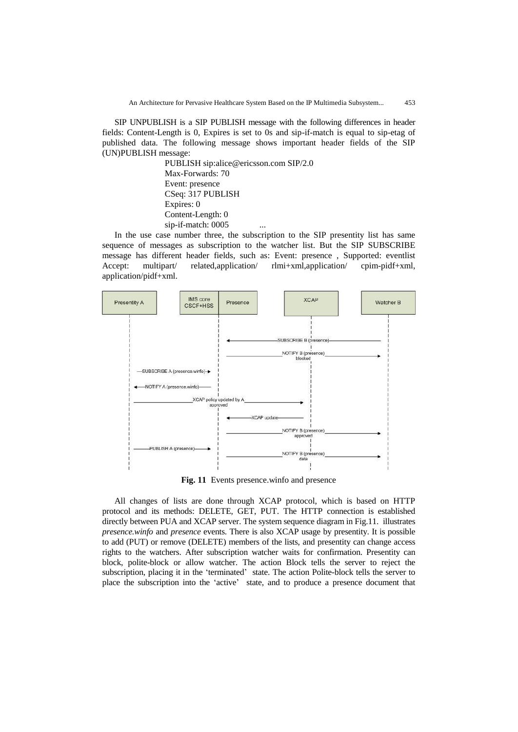SIP UNPUBLISH is a SIP PUBLISH message with the following differences in header fields: Content-Length is 0, Expires is set to 0s and sip-if-match is equal to sip-etag of published data. The following message shows important header fields of the SIP (UN)PUBLISH message:

```
PUBLISH sip:alice@ericsson.com SIP/2.0
Max-Forwards: 70
Event: presence
CSeq: 317 PUBLISH
Expires: 0
Content-Length: 0
sip-if-match: 0005        ...
```

In the use case number three, the subscription to the SIP presentity list has same sequence of messages as subscription to the watcher list. But the SIP SUBSCRIBE message has different header fields, such as: Event: presence , Supported: eventlist Accept: multipart/ related,application/ rlmi+xml,application/ cpim-pidf+xml, application/pidf+xml.

**Fig. 11** Events presence.winfo and presence

All changes of lists are done through XCAP protocol, which is based on HTTP protocol and its methods: DELETE, GET, PUT. The HTTP connection is established directly between PUA and XCAP server. The system sequence diagram in Fig.11. illustrates *presence.winfo* and *presence* events. There is also XCAP usage by presentity. It is possible to add (PUT) or remove (DELETE) members of the lists, and presentity can change access rights to the watchers. After subscription watcher waits for confirmation. Presentity can block, polite-block or allow watcher. The action Block tells the server to reject the subscription, placing it in the 'terminated' state. The action Polite-block tells the server to place the subscription into the 'active' state, and to produce a presence document that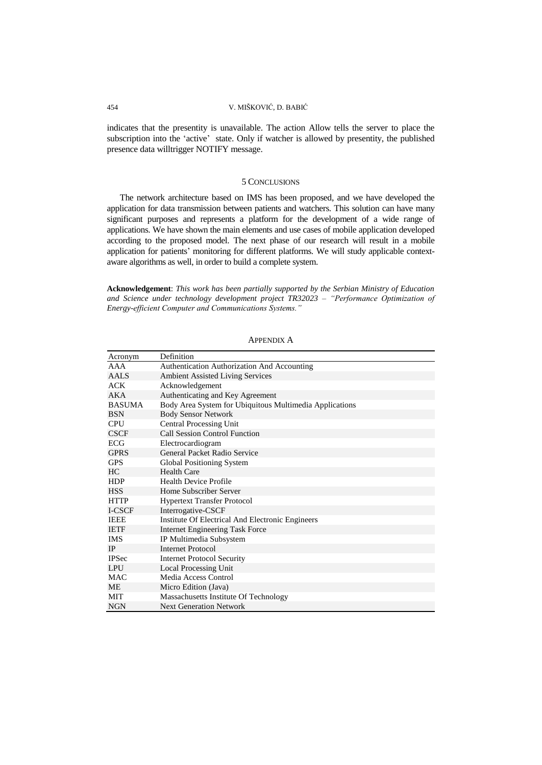indicates that the presentity is unavailable. The action Allow tells the server to place the subscription into the 'active' state. Only if watcher is allowed by presentity, the published presence data willtrigger NOTIFY message.

## 5 Conclusions

The network architecture based on IMS has been proposed, and we have developed the application for data transmission between patients and watchers. This solution can have many significant purposes and represents a platform for the development of a wide range of applications. We have shown the main elements and use cases of mobile application developed according to the proposed model. The next phase of our research will result in a mobile application for patients' monitoring for different platforms. We will study applicable context-aware algorithms as well, in order to build a complete system.

**Acknowledgement**: *This work has been partially supported by the Serbian Ministry of Education and Science under technology development project TR32023 – "Performance Optimization of Energy-efficient Computer and Communications Systems."*

## Appendix A

| Acronym | Definition |
|---|---|
| AAA | Authentication Authorization And Accounting |
| AALS | Ambient Assisted Living Services |
| ACK | Acknowledgement |
| AKA | Authenticating and Key Agreement |
| BASUMA | Body Area System for Ubiquitous Multimedia Applications |
| BSN | Body Sensor Network |
| CPU | Central Processing Unit |
| CSCF | Call Session Control Function |
| ECG | Electrocardiogram |
| GPRS | General Packet Radio Service |
| GPS | Global Positioning System |
| HC | Health Care |
| HDP | Health Device Profile |
| HSS | Home Subscriber Server |
| HTTP | Hypertext Transfer Protocol |
| I-CSCF | Interrogative-CSCF |
| IEEE | Institute Of Electrical And Electronic Engineers |
| IETF | Internet Engineering Task Force |
| IMS | IP Multimedia Subsystem |
| IP | Internet Protocol |
| IPSec | Internet Protocol Security |
| LPU | Local Processing Unit |
| MAC | Media Access Control |
| ME | Micro Edition (Java) |
| MIT | Massachusetts Institute Of Technology |
| NGN | Next Generation Network |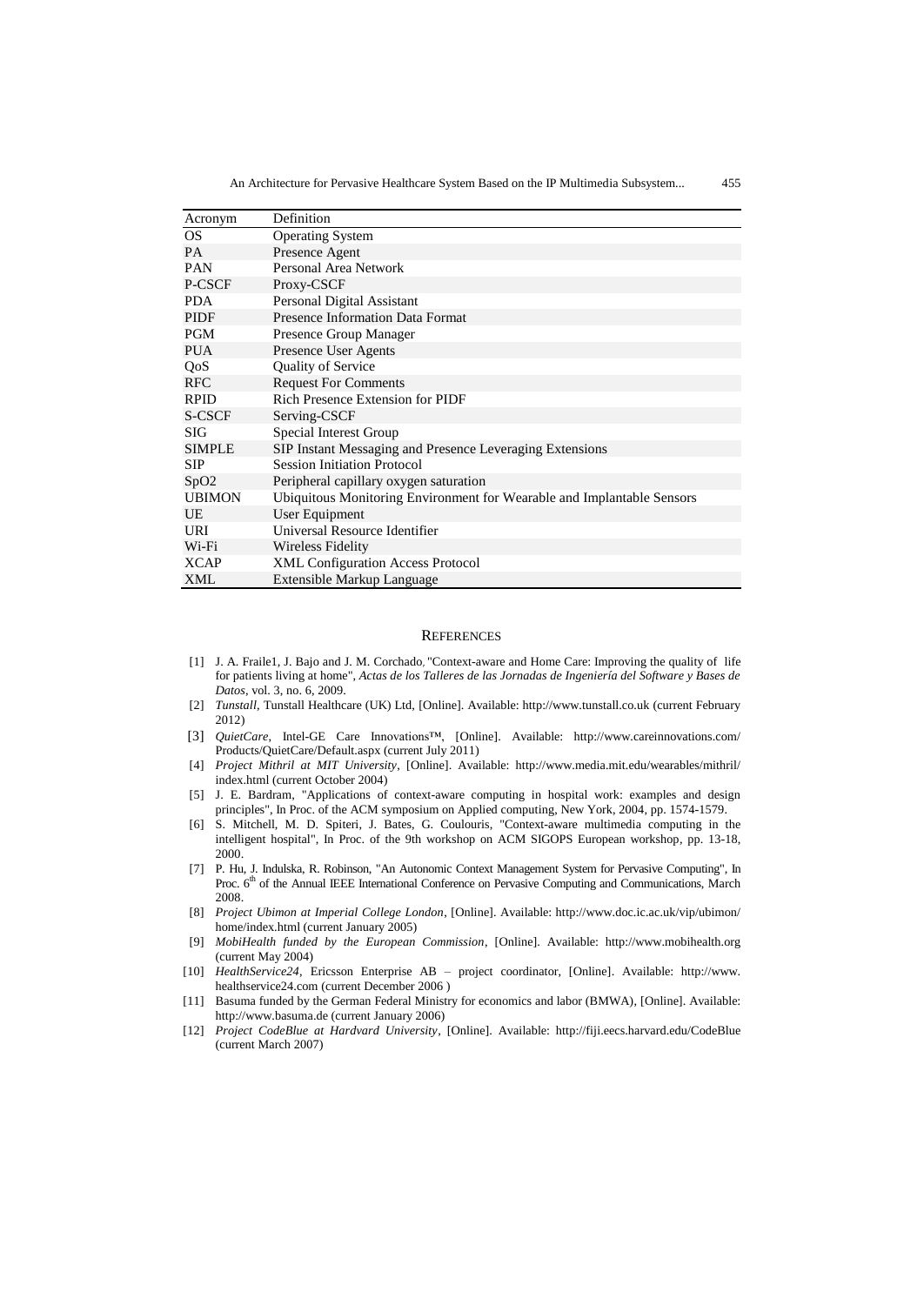| Acronym | Definition |
|---|---|
| OS | Operating System |
| PA | Presence Agent |
| PAN | Personal Area Network |
| P-CSCF | Proxy-CSCF |
| PDA | Personal Digital Assistant |
| PIDF | Presence Information Data Format |
| PGM | Presence Group Manager |
| PUA | Presence User Agents |
| QoS | Quality of Service |
| RFC | Request For Comments |
| RPID | Rich Presence Extension for PIDF |
| S-CSCF | Serving-CSCF |
| SIG | Special Interest Group |
| SIMPLE | SIP Instant Messaging and Presence Leveraging Extensions |
| SIP | Session Initiation Protocol |
| SpO2 | Peripheral capillary oxygen saturation |
| UBIMON | Ubiquitous Monitoring Environment for Wearable and Implantable Sensors |
| UE | User Equipment |
| URI | Universal Resource Identifier |
| Wi-Fi | Wireless Fidelity |
| XCAP | XML Configuration Access Protocol |
| XML | Extensible Markup Language |

## REFERENCES

[1] J. A. Fraile1, J. Bajo and J. M. Corchado, "Context-aware and Home Care: Improving the quality of life for patients living at home", *Actas de los Talleres de las Jornadas de Ingeniería del Software y Bases de Datos*, vol. 3, no. 6, 2009.

[2] *Tunstall*, Tunstall Healthcare (UK) Ltd, [Online]. Available: http://www.tunstall.co.uk (current February 2012)

[3] *QuietCare*, Intel-GE Care Innovations™, [Online]. Available: http://www.careinnovations.com/Products/QuietCare/Default.aspx (current July 2011)

[4] *Project Mithril at MIT University*, [Online]. Available: http://www.media.mit.edu/wearables/mithril/index.html (current October 2004)

[5] J. E. Bardram, "Applications of context-aware computing in hospital work: examples and design principles", In Proc. of the ACM symposium on Applied computing, New York, 2004, pp. 1574-1579.

[6] S. Mitchell, M. D. Spiteri, J. Bates, G. Coulouris, "Context-aware multimedia computing in the intelligent hospital", In Proc. of the 9th workshop on ACM SIGOPS European workshop, pp. 13-18, 2000.

[7] P. Hu, J. Indulska, R. Robinson, "An Autonomic Context Management System for Pervasive Computing", In Proc. 6th of the Annual IEEE International Conference on Pervasive Computing and Communications, March 2008.

[8] *Project Ubimon at Imperial College London*, [Online]. Available: http://www.doc.ic.ac.uk/vip/ubimon/home/index.html (current January 2005)

[9] *MobiHealth funded by the European Commission*, [Online]. Available: http://www.mobihealth.org (current May 2004)

[10] *HealthService24*, Ericsson Enterprise AB – project coordinator, [Online]. Available: http://www.healthservice24.com (current December 2006 )

[11] Basuma funded by the German Federal Ministry for economics and labor (BMWA), [Online]. Available: http://www.basuma.de (current January 2006)

[12] *Project CodeBlue at Hardvard University*, [Online]. Available: http://fiji.eecs.harvard.edu/CodeBlue (current March 2007)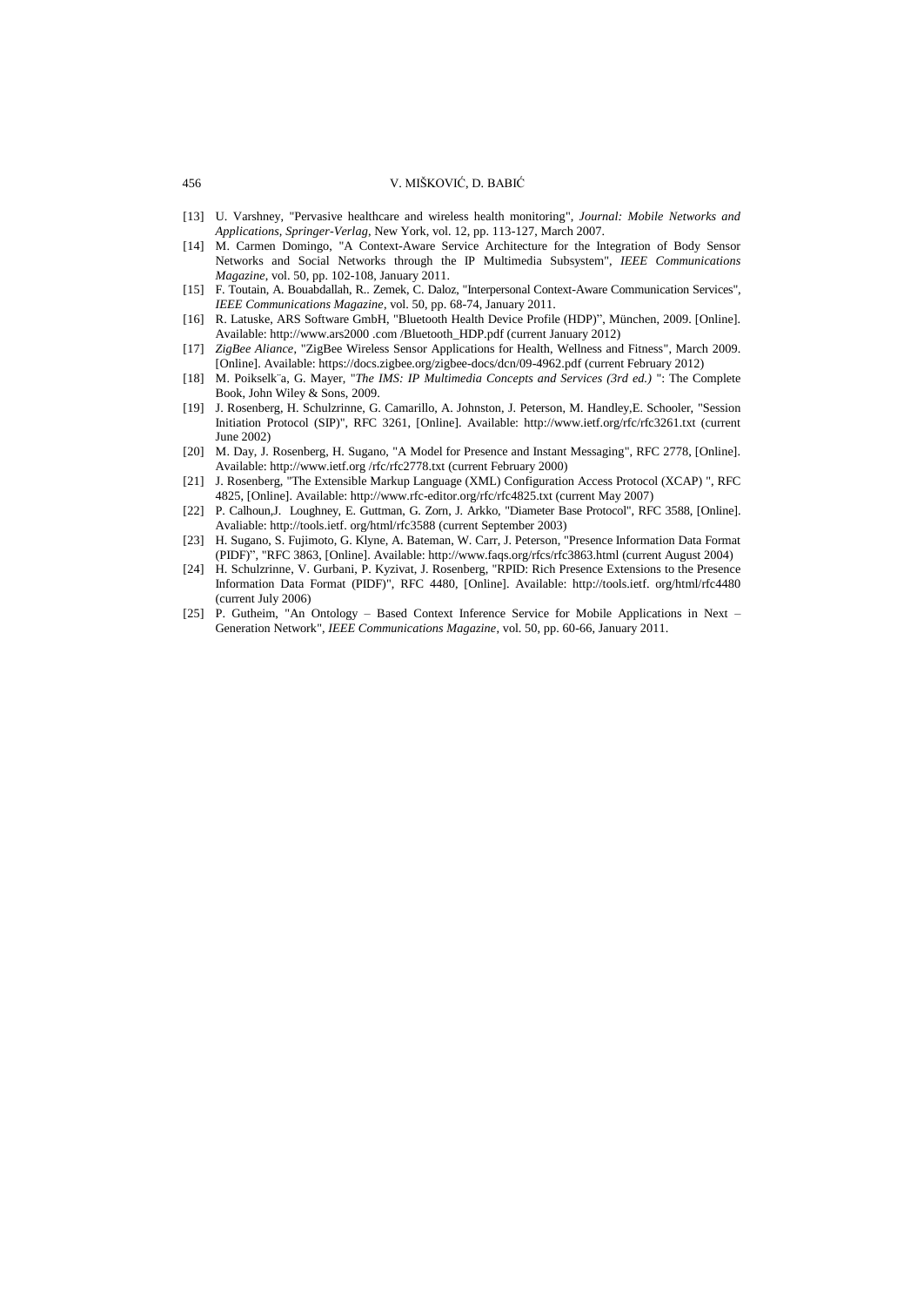[13] U. Varshney, "Pervasive healthcare and wireless health monitoring", *Journal: Mobile Networks and Applications, Springer-Verlag*, New York, vol. 12, pp. 113-127, March 2007.

[14] M. Carmen Domingo, "A Context-Aware Service Architecture for the Integration of Body Sensor Networks and Social Networks through the IP Multimedia Subsystem", *IEEE Communications Magazine*, vol. 50, pp. 102-108, January 2011.

[15] F. Toutain, A. Bouabdallah, R.. Zemek, C. Daloz, "Interpersonal Context-Aware Communication Services", *IEEE Communications Magazine*, vol. 50, pp. 68-74, January 2011.

[16] R. Latuske, ARS Software GmbH, "Bluetooth Health Device Profile (HDP)", München, 2009. [Online]. Available: http://www.ars2000 .com /Bluetooth_HDP.pdf (current January 2012)

[17] *ZigBee Aliance*, "ZigBee Wireless Sensor Applications for Health, Wellness and Fitness", March 2009. [Online]. Available: https://docs.zigbee.org/zigbee-docs/dcn/09-4962.pdf (current February 2012)

[18] M. Poikselk¨a, G. Mayer, "*The IMS: IP Multimedia Concepts and Services (3rd ed.)* ": The Complete Book, John Wiley & Sons, 2009.

[19] J. Rosenberg, H. Schulzrinne, G. Camarillo, A. Johnston, J. Peterson, M. Handley,E. Schooler, "Session Initiation Protocol (SIP)", RFC 3261, [Online]. Available: http://www.ietf.org/rfc/rfc3261.txt (current June 2002)

[20] M. Day, J. Rosenberg, H. Sugano, "A Model for Presence and Instant Messaging", RFC 2778, [Online]. Available: http://www.ietf.org /rfc/rfc2778.txt (current February 2000)

[21] J. Rosenberg, "The Extensible Markup Language (XML) Configuration Access Protocol (XCAP) ", RFC 4825, [Online]. Available: http://www.rfc-editor.org/rfc/rfc4825.txt (current May 2007)

[22] P. Calhoun,J. Loughney, E. Guttman, G. Zorn, J. Arkko, "Diameter Base Protocol", RFC 3588, [Online]. Avaliable: http://tools.ietf. org/html/rfc3588 (current September 2003)

[23] H. Sugano, S. Fujimoto, G. Klyne, A. Bateman, W. Carr, J. Peterson, "Presence Information Data Format (PIDF)", "RFC 3863, [Online]. Available: http://www.faqs.org/rfcs/rfc3863.html (current August 2004)

[24] H. Schulzrinne, V. Gurbani, P. Kyzivat, J. Rosenberg, "RPID: Rich Presence Extensions to the Presence Information Data Format (PIDF)", RFC 4480, [Online]. Available: http://tools.ietf. org/html/rfc4480 (current July 2006)

[25] P. Gutheim, "An Ontology – Based Context Inference Service for Mobile Applications in Next – Generation Network", *IEEE Communications Magazine*, vol. 50, pp. 60-66, January 2011.